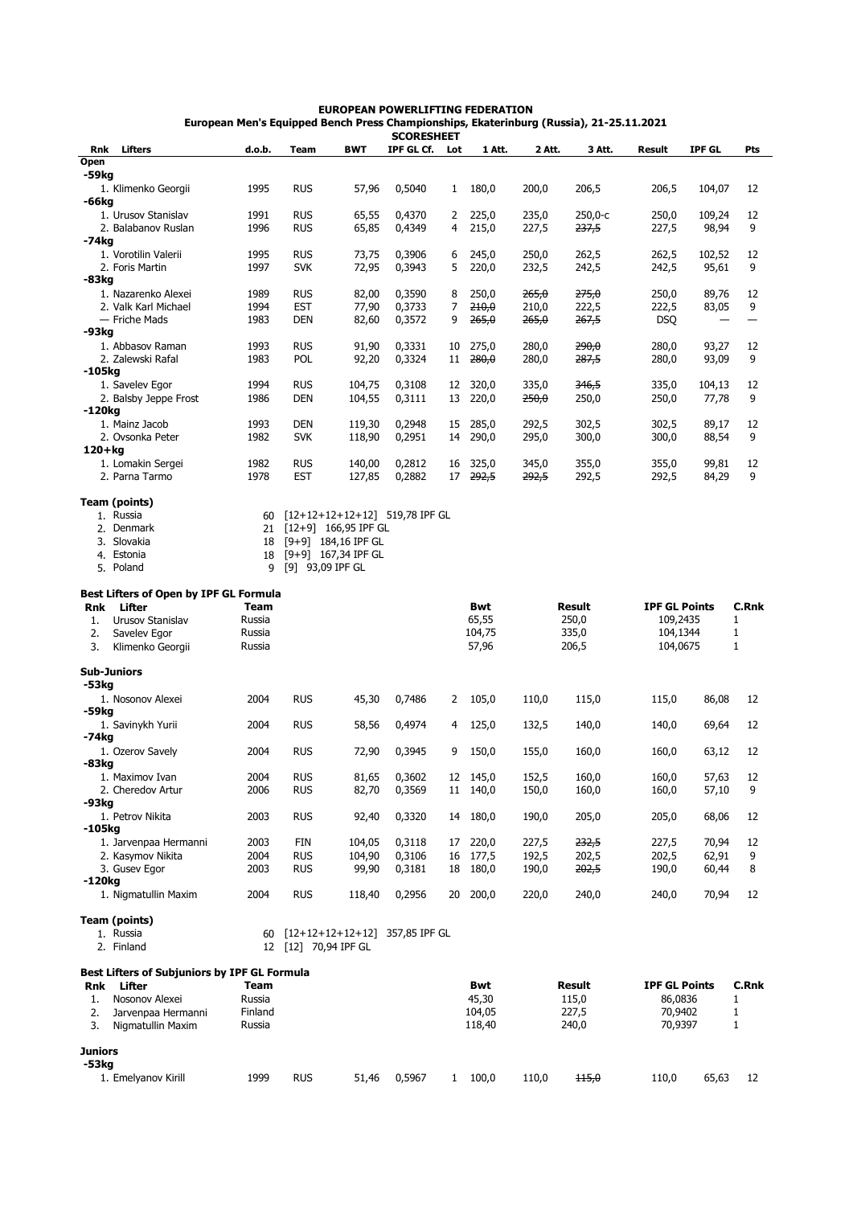# EUROPEAN POWERLIFTING FEDERATION

## European Men's Equipped Bench Press Championships, Ekaterinburg (Russia), 21-25.11.2021

### SCORESHEET

| Rnk | Lifters | d.o.b. | Team | BWT | IPF GL Cf. | Lot | 1 Att. | 2 Att. | 3 Att. | Result | IPF GL | Pts |
|---|---|---|---|---|---|---|---|---|---|---|---|---|
| **Open** | | | | | | | | | | | | |
| **-59kg** | | | | | | | | | | | | |
| 1. | Klimenko Georgii | 1995 | RUS | 57,96 | 0,5040 | 1 | 180,0 | 200,0 | 206,5 | 206,5 | 104,07 | 12 |
| **-66kg** | | | | | | | | | | | | |
| 1. | Urusov Stanislav | 1991 | RUS | 65,55 | 0,4370 | 2 | 225,0 | 235,0 | 250,0-c | 250,0 | 109,24 | 12 |
| 2. | Balabanov Ruslan | 1996 | RUS | 65,85 | 0,4349 | 4 | 215,0 | 227,5 | ~~237,5~~ | 227,5 | 98,94 | 9 |
| **-74kg** | | | | | | | | | | | | |
| 1. | Vorotilin Valerii | 1995 | RUS | 73,75 | 0,3906 | 6 | 245,0 | 250,0 | 262,5 | 262,5 | 102,52 | 12 |
| 2. | Foris Martin | 1997 | SVK | 72,95 | 0,3943 | 5 | 220,0 | 232,5 | 242,5 | 242,5 | 95,61 | 9 |
| **-83kg** | | | | | | | | | | | | |
| 1. | Nazarenko Alexei | 1989 | RUS | 82,00 | 0,3590 | 8 | 250,0 | ~~265,0~~ | ~~275,0~~ | 250,0 | 89,76 | 12 |
| 2. | Valk Karl Michael | 1994 | EST | 77,90 | 0,3733 | 7 | ~~210,0~~ | 210,0 | 222,5 | 222,5 | 83,05 | 9 |
| — | Friche Mads | 1983 | DEN | 82,60 | 0,3572 | 9 | ~~265,0~~ | ~~265,0~~ | ~~267,5~~ | DSQ | — | — |
| **-93kg** | | | | | | | | | | | | |
| 1. | Abbasov Raman | 1993 | RUS | 91,90 | 0,3331 | 10 | 275,0 | 280,0 | ~~290,0~~ | 280,0 | 93,27 | 12 |
| 2. | Zalewski Rafal | 1983 | POL | 92,20 | 0,3324 | 11 | ~~280,0~~ | 280,0 | ~~287,5~~ | 280,0 | 93,09 | 9 |
| **-105kg** | | | | | | | | | | | | |
| 1. | Savelev Egor | 1994 | RUS | 104,75 | 0,3108 | 12 | 320,0 | 335,0 | ~~346,5~~ | 335,0 | 104,13 | 12 |
| 2. | Balsby Jeppe Frost | 1986 | DEN | 104,55 | 0,3111 | 13 | 220,0 | ~~250,0~~ | 250,0 | 250,0 | 77,78 | 9 |
| **-120kg** | | | | | | | | | | | | |
| 1. | Mainz Jacob | 1993 | DEN | 119,30 | 0,2948 | 15 | 285,0 | 292,5 | 302,5 | 302,5 | 89,17 | 12 |
| 2. | Ovsonka Peter | 1982 | SVK | 118,90 | 0,2951 | 14 | 290,0 | 295,0 | 300,0 | 300,0 | 88,54 | 9 |
| **120+kg** | | | | | | | | | | | | |
| 1. | Lomakin Sergei | 1982 | RUS | 140,00 | 0,2812 | 16 | 325,0 | 345,0 | 355,0 | 355,0 | 99,81 | 12 |
| 2. | Parna Tarmo | 1978 | EST | 127,85 | 0,2882 | 17 | ~~292,5~~ | ~~292,5~~ | 292,5 | 292,5 | 84,29 | 9 |

**Team (points)**

1. Russia 60 [12+12+12+12+12] 519,78 IPF GL
2. Denmark 21 [12+9] 166,95 IPF GL
3. Slovakia 18 [9+9] 184,16 IPF GL
4. Estonia 18 [9+9] 167,34 IPF GL
5. Poland 9 [9] 93,09 IPF GL

**Best Lifters of Open by IPF GL Formula**

| Rnk | Lifter | Team | Bwt | Result | IPF GL Points | C.Rnk |
|---|---|---|---|---|---|---|
| 1. | Urusov Stanislav | Russia | 65,55 | 250,0 | 109,2435 | 1 |
| 2. | Savelev Egor | Russia | 104,75 | 335,0 | 104,1344 | 1 |
| 3. | Klimenko Georgii | Russia | 57,96 | 206,5 | 104,0675 | 1 |

| Rnk | Lifters | d.o.b. | Team | BWT | IPF GL Cf. | Lot | 1 Att. | 2 Att. | 3 Att. | Result | IPF GL | Pts |
|---|---|---|---|---|---|---|---|---|---|---|---|---|
| **Sub-Juniors** | | | | | | | | | | | | |
| **-53kg** | | | | | | | | | | | | |
| 1. | Nosonov Alexei | 2004 | RUS | 45,30 | 0,7486 | 2 | 105,0 | 110,0 | 115,0 | 115,0 | 86,08 | 12 |
| **-59kg** | | | | | | | | | | | | |
| 1. | Savinykh Yurii | 2004 | RUS | 58,56 | 0,4974 | 4 | 125,0 | 132,5 | 140,0 | 140,0 | 69,64 | 12 |
| **-74kg** | | | | | | | | | | | | |
| 1. | Ozerov Savely | 2004 | RUS | 72,90 | 0,3945 | 9 | 150,0 | 155,0 | 160,0 | 160,0 | 63,12 | 12 |
| **-83kg** | | | | | | | | | | | | |
| 1. | Maximov Ivan | 2004 | RUS | 81,65 | 0,3602 | 12 | 145,0 | 152,5 | 160,0 | 160,0 | 57,63 | 12 |
| 2. | Cheredov Artur | 2006 | RUS | 82,70 | 0,3569 | 11 | 140,0 | 150,0 | 160,0 | 160,0 | 57,10 | 9 |
| **-93kg** | | | | | | | | | | | | |
| 1. | Petrov Nikita | 2003 | RUS | 92,40 | 0,3320 | 14 | 180,0 | 190,0 | 205,0 | 205,0 | 68,06 | 12 |
| **-105kg** | | | | | | | | | | | | |
| 1. | Jarvenpaa Hermanni | 2003 | FIN | 104,05 | 0,3118 | 17 | 220,0 | 227,5 | ~~232,5~~ | 227,5 | 70,94 | 12 |
| 2. | Kasymov Nikita | 2004 | RUS | 104,90 | 0,3106 | 16 | 177,5 | 192,5 | 202,5 | 202,5 | 62,91 | 9 |
| 3. | Gusev Egor | 2003 | RUS | 99,90 | 0,3181 | 18 | 180,0 | 190,0 | ~~202,5~~ | 190,0 | 60,44 | 8 |
| **-120kg** | | | | | | | | | | | | |
| 1. | Nigmatullin Maxim | 2004 | RUS | 118,40 | 0,2956 | 20 | 200,0 | 220,0 | 240,0 | 240,0 | 70,94 | 12 |

**Team (points)**

1. Russia 60 [12+12+12+12+12] 357,85 IPF GL
2. Finland 12 [12] 70,94 IPF GL

**Best Lifters of Subjuniors by IPF GL Formula**

| Rnk | Lifter | Team | Bwt | Result | IPF GL Points | C.Rnk |
|---|---|---|---|---|---|---|
| 1. | Nosonov Alexei | Russia | 45,30 | 115,0 | 86,0836 | 1 |
| 2. | Jarvenpaa Hermanni | Finland | 104,05 | 227,5 | 70,9402 | 1 |
| 3. | Nigmatullin Maxim | Russia | 118,40 | 240,0 | 70,9397 | 1 |

| Rnk | Lifters | d.o.b. | Team | BWT | IPF GL Cf. | Lot | 1 Att. | 2 Att. | 3 Att. | Result | IPF GL | Pts |
|---|---|---|---|---|---|---|---|---|---|---|---|---|
| **Juniors** | | | | | | | | | | | | |
| **-53kg** | | | | | | | | | | | | |
| 1. | Emelyanov Kirill | 1999 | RUS | 51,46 | 0,5967 | 1 | 100,0 | 110,0 | ~~115,0~~ | 110,0 | 65,63 | 12 |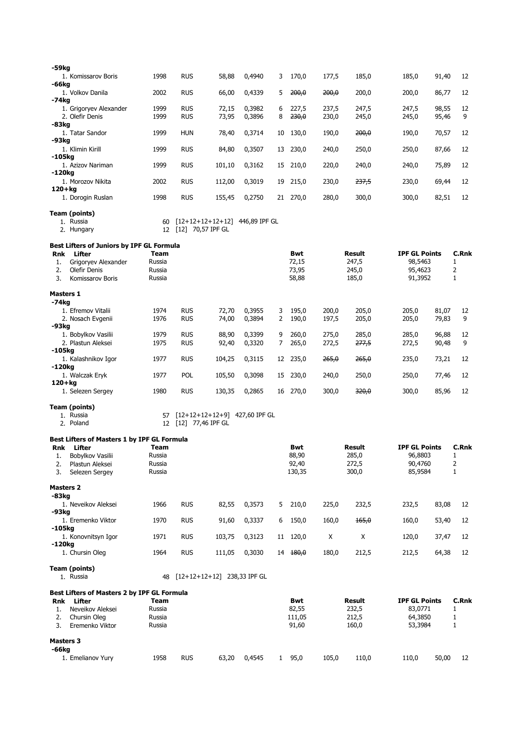**-59kg**

| | | | | | | | | | | | |
|---|---|---|---|---|---|---|---|---|---|---|---|
| 1. Komissarov Boris | 1998 | RUS | 58,88 | 0,4940 | 3 | 170,0 | 177,5 | 185,0 | 185,0 | 91,40 | 12 |

**-66kg**

| | | | | | | | | | | | |
|---|---|---|---|---|---|---|---|---|---|---|---|
| 1. Volkov Danila | 2002 | RUS | 66,00 | 0,4339 | 5 | ~~200,0~~ | ~~200,0~~ | 200,0 | 200,0 | 86,77 | 12 |

**-74kg**

| | | | | | | | | | | | |
|---|---|---|---|---|---|---|---|---|---|---|---|
| 1. Grigoryev Alexander | 1999 | RUS | 72,15 | 0,3982 | 6 | 227,5 | 237,5 | 247,5 | 247,5 | 98,55 | 12 |
| 2. Olefir Denis | 1999 | RUS | 73,95 | 0,3896 | 8 | ~~230,0~~ | 230,0 | 245,0 | 245,0 | 95,46 | 9 |

**-83kg**

| | | | | | | | | | | | |
|---|---|---|---|---|---|---|---|---|---|---|---|
| 1. Tatar Sandor | 1999 | HUN | 78,40 | 0,3714 | 10 | 130,0 | 190,0 | ~~200,0~~ | 190,0 | 70,57 | 12 |

**-93kg**

| | | | | | | | | | | | |
|---|---|---|---|---|---|---|---|---|---|---|---|
| 1. Klimin Kirill | 1999 | RUS | 84,80 | 0,3507 | 13 | 230,0 | 240,0 | 250,0 | 250,0 | 87,66 | 12 |

**-105kg**

| | | | | | | | | | | | |
|---|---|---|---|---|---|---|---|---|---|---|---|
| 1. Azizov Nariman | 1999 | RUS | 101,10 | 0,3162 | 15 | 210,0 | 220,0 | 240,0 | 240,0 | 75,89 | 12 |

**-120kg**

| | | | | | | | | | | | |
|---|---|---|---|---|---|---|---|---|---|---|---|
| 1. Morozov Nikita | 2002 | RUS | 112,00 | 0,3019 | 19 | 215,0 | 230,0 | ~~237,5~~ | 230,0 | 69,44 | 12 |

**120+kg**

| | | | | | | | | | | | |
|---|---|---|---|---|---|---|---|---|---|---|---|
| 1. Dorogin Ruslan | 1998 | RUS | 155,45 | 0,2750 | 21 | 270,0 | 280,0 | 300,0 | 300,0 | 82,51 | 12 |

**Team (points)**

1. Russia 60 [12+12+12+12+12] 446,89 IPF GL
2. Hungary 12 [12] 70,57 IPF GL

**Best Lifters of Juniors by IPF GL Formula**

| Rnk | Lifter | Team | Bwt | Result | IPF GL Points | C.Rnk |
|---|---|---|---|---|---|---|
| 1. | Grigoryev Alexander | Russia | 72,15 | 247,5 | 98,5463 | 1 |
| 2. | Olefir Denis | Russia | 73,95 | 245,0 | 95,4623 | 2 |
| 3. | Komissarov Boris | Russia | 58,88 | 185,0 | 91,3952 | 1 |

**Masters 1**

**-74kg**

| | | | | | | | | | | | |
|---|---|---|---|---|---|---|---|---|---|---|---|
| 1. Efremov Vitalii | 1974 | RUS | 72,70 | 0,3955 | 3 | 195,0 | 200,0 | 205,0 | 205,0 | 81,07 | 12 |
| 2. Nosach Evgenii | 1976 | RUS | 74,00 | 0,3894 | 2 | 190,0 | 197,5 | 205,0 | 205,0 | 79,83 | 9 |

**-93kg**

| | | | | | | | | | | | |
|---|---|---|---|---|---|---|---|---|---|---|---|
| 1. Bobylkov Vasilii | 1979 | RUS | 88,90 | 0,3399 | 9 | 260,0 | 275,0 | 285,0 | 285,0 | 96,88 | 12 |
| 2. Plastun Aleksei | 1975 | RUS | 92,40 | 0,3320 | 7 | 265,0 | 272,5 | ~~277,5~~ | 272,5 | 90,48 | 9 |

**-105kg**

| | | | | | | | | | | | |
|---|---|---|---|---|---|---|---|---|---|---|---|
| 1. Kalashnikov Igor | 1977 | RUS | 104,25 | 0,3115 | 12 | 235,0 | ~~265,0~~ | ~~265,0~~ | 235,0 | 73,21 | 12 |

**-120kg**

| | | | | | | | | | | | |
|---|---|---|---|---|---|---|---|---|---|---|---|
| 1. Walczak Eryk | 1977 | POL | 105,50 | 0,3098 | 15 | 230,0 | 240,0 | 250,0 | 250,0 | 77,46 | 12 |

**120+kg**

| | | | | | | | | | | | |
|---|---|---|---|---|---|---|---|---|---|---|---|
| 1. Selezen Sergey | 1980 | RUS | 130,35 | 0,2865 | 16 | 270,0 | 300,0 | ~~320,0~~ | 300,0 | 85,96 | 12 |

**Team (points)**

1. Russia 57 [12+12+12+12+9] 427,60 IPF GL
2. Poland 12 [12] 77,46 IPF GL

**Best Lifters of Masters 1 by IPF GL Formula**

| Rnk | Lifter | Team | Bwt | Result | IPF GL Points | C.Rnk |
|---|---|---|---|---|---|---|
| 1. | Bobylkov Vasilii | Russia | 88,90 | 285,0 | 96,8803 | 1 |
| 2. | Plastun Aleksei | Russia | 92,40 | 272,5 | 90,4760 | 2 |
| 3. | Selezen Sergey | Russia | 130,35 | 300,0 | 85,9584 | 1 |

**Masters 2**

**-83kg**

| | | | | | | | | | | | |
|---|---|---|---|---|---|---|---|---|---|---|---|
| 1. Neveikov Aleksei | 1966 | RUS | 82,55 | 0,3573 | 5 | 210,0 | 225,0 | 232,5 | 232,5 | 83,08 | 12 |

**-93kg**

| | | | | | | | | | | | |
|---|---|---|---|---|---|---|---|---|---|---|---|
| 1. Eremenko Viktor | 1970 | RUS | 91,60 | 0,3337 | 6 | 150,0 | 160,0 | ~~165,0~~ | 160,0 | 53,40 | 12 |

**-105kg**

| | | | | | | | | | | | |
|---|---|---|---|---|---|---|---|---|---|---|---|
| 1. Konovnitsyn Igor | 1971 | RUS | 103,75 | 0,3123 | 11 | 120,0 | X | X | 120,0 | 37,47 | 12 |

**-120kg**

| | | | | | | | | | | | |
|---|---|---|---|---|---|---|---|---|---|---|---|
| 1. Chursin Oleg | 1964 | RUS | 111,05 | 0,3030 | 14 | ~~180,0~~ | 180,0 | 212,5 | 212,5 | 64,38 | 12 |

**Team (points)**

1. Russia 48 [12+12+12+12] 238,33 IPF GL

**Best Lifters of Masters 2 by IPF GL Formula**

| Rnk | Lifter | Team | Bwt | Result | IPF GL Points | C.Rnk |
|---|---|---|---|---|---|---|
| 1. | Neveikov Aleksei | Russia | 82,55 | 232,5 | 83,0771 | 1 |
| 2. | Chursin Oleg | Russia | 111,05 | 212,5 | 64,3850 | 1 |
| 3. | Eremenko Viktor | Russia | 91,60 | 160,0 | 53,3984 | 1 |

**Masters 3**

**-66kg**

| | | | | | | | | | | | |
|---|---|---|---|---|---|---|---|---|---|---|---|
| 1. Emelianov Yury | 1958 | RUS | 63,20 | 0,4545 | 1 | 95,0 | 105,0 | 110,0 | 110,0 | 50,00 | 12 |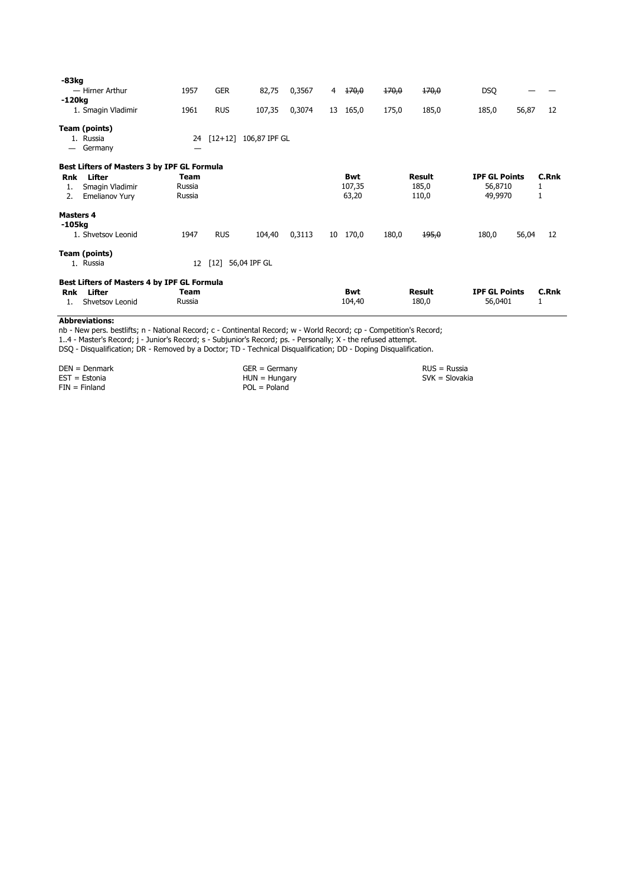| | | | | | | | | | | | |
|---|---|---|---|---|---|---|---|---|---|---|---|
| **-83kg** | | | | | | | | | | | |
| — Hirner Arthur | 1957 | GER | 82,75 | 0,3567 | 4 | ~~170,0~~ | ~~170,0~~ | ~~170,0~~ | DSQ | — | — |
| **-120kg** | | | | | | | | | | | |
| 1. Smagin Vladimir | 1961 | RUS | 107,35 | 0,3074 | 13 | 165,0 | 175,0 | 185,0 | 185,0 | 56,87 | 12 |

**Team (points)**

| | | | |
|---|---|---|---|
| 1. Russia | 24 | [12+12] | 106,87 IPF GL |
| — Germany | — | | |

**Best Lifters of Masters 3 by IPF GL Formula**

| Rnk | Lifter | Team | Bwt | Result | IPF GL Points | C.Rnk |
|---|---|---|---|---|---|---|
| 1. | Smagin Vladimir | Russia | 107,35 | 185,0 | 56,8710 | 1 |
| 2. | Emelianov Yury | Russia | 63,20 | 110,0 | 49,9970 | 1 |

**Masters 4**

| | | | | | | | | | | | |
|---|---|---|---|---|---|---|---|---|---|---|---|
| **-105kg** | | | | | | | | | | | |
| 1. Shvetsov Leonid | 1947 | RUS | 104,40 | 0,3113 | 10 | 170,0 | 180,0 | ~~195,0~~ | 180,0 | 56,04 | 12 |

**Team (points)**

| | | | |
|---|---|---|---|
| 1. Russia | 12 | [12] | 56,04 IPF GL |

**Best Lifters of Masters 4 by IPF GL Formula**

| Rnk | Lifter | Team | Bwt | Result | IPF GL Points | C.Rnk |
|---|---|---|---|---|---|---|
| 1. | Shvetsov Leonid | Russia | 104,40 | 180,0 | 56,0401 | 1 |

**Abbreviations:**

nb - New pers. bestlifts; n - National Record; c - Continental Record; w - World Record; cp - Competition's Record;
1..4 - Master's Record; j - Junior's Record; s - Subjunior's Record; ps. - Personally; X - the refused attempt.
DSQ - Disqualification; DR - Removed by a Doctor; TD - Technical Disqualification; DD - Doping Disqualification.

DEN = Denmark
EST = Estonia
FIN = Finland
GER = Germany
HUN = Hungary
POL = Poland
RUS = Russia
SVK = Slovakia